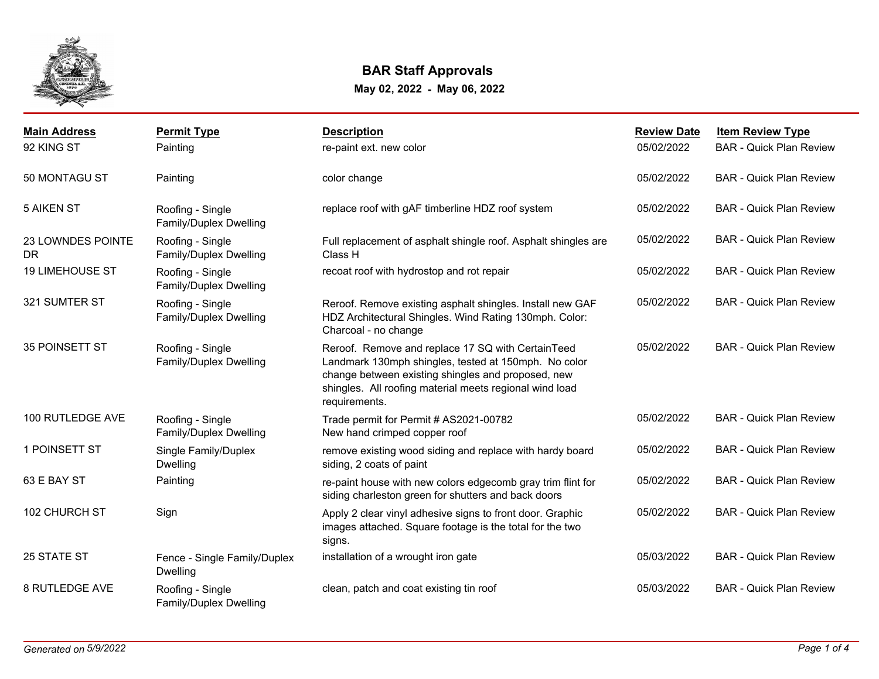# BAR Staff Approvals

**May 02, 2022 - May 06, 2022**

| Main Address | Permit Type | Description | Review Date | Item Review Type |
|---|---|---|---|---|
| 92 KING ST | Painting | re-paint ext. new color | 05/02/2022 | BAR - Quick Plan Review |
| 50 MONTAGU ST | Painting | color change | 05/02/2022 | BAR - Quick Plan Review |
| 5 AIKEN ST | Roofing - Single Family/Duplex Dwelling | replace roof with gAF timberline HDZ roof system | 05/02/2022 | BAR - Quick Plan Review |
| 23 LOWNDES POINTE DR | Roofing - Single Family/Duplex Dwelling | Full replacement of asphalt shingle roof. Asphalt shingles are Class H | 05/02/2022 | BAR - Quick Plan Review |
| 19 LIMEHOUSE ST | Roofing - Single Family/Duplex Dwelling | recoat roof with hydrostop and rot repair | 05/02/2022 | BAR - Quick Plan Review |
| 321 SUMTER ST | Roofing - Single Family/Duplex Dwelling | Reroof. Remove existing asphalt shingles. Install new GAF HDZ Architectural Shingles. Wind Rating 130mph. Color: Charcoal - no change | 05/02/2022 | BAR - Quick Plan Review |
| 35 POINSETT ST | Roofing - Single Family/Duplex Dwelling | Reroof. Remove and replace 17 SQ with CertainTeed Landmark 130mph shingles, tested at 150mph. No color change between existing shingles and proposed, new shingles. All roofing material meets regional wind load requirements. | 05/02/2022 | BAR - Quick Plan Review |
| 100 RUTLEDGE AVE | Roofing - Single Family/Duplex Dwelling | Trade permit for Permit # AS2021-00782 New hand crimped copper roof | 05/02/2022 | BAR - Quick Plan Review |
| 1 POINSETT ST | Single Family/Duplex Dwelling | remove existing wood siding and replace with hardy board siding, 2 coats of paint | 05/02/2022 | BAR - Quick Plan Review |
| 63 E BAY ST | Painting | re-paint house with new colors edgecomb gray trim flint for siding charleston green for shutters and back doors | 05/02/2022 | BAR - Quick Plan Review |
| 102 CHURCH ST | Sign | Apply 2 clear vinyl adhesive signs to front door. Graphic images attached. Square footage is the total for the two signs. | 05/02/2022 | BAR - Quick Plan Review |
| 25 STATE ST | Fence - Single Family/Duplex Dwelling | installation of a wrought iron gate | 05/03/2022 | BAR - Quick Plan Review |
| 8 RUTLEDGE AVE | Roofing - Single Family/Duplex Dwelling | clean, patch and coat existing tin roof | 05/03/2022 | BAR - Quick Plan Review |

*Generated on 5/9/2022*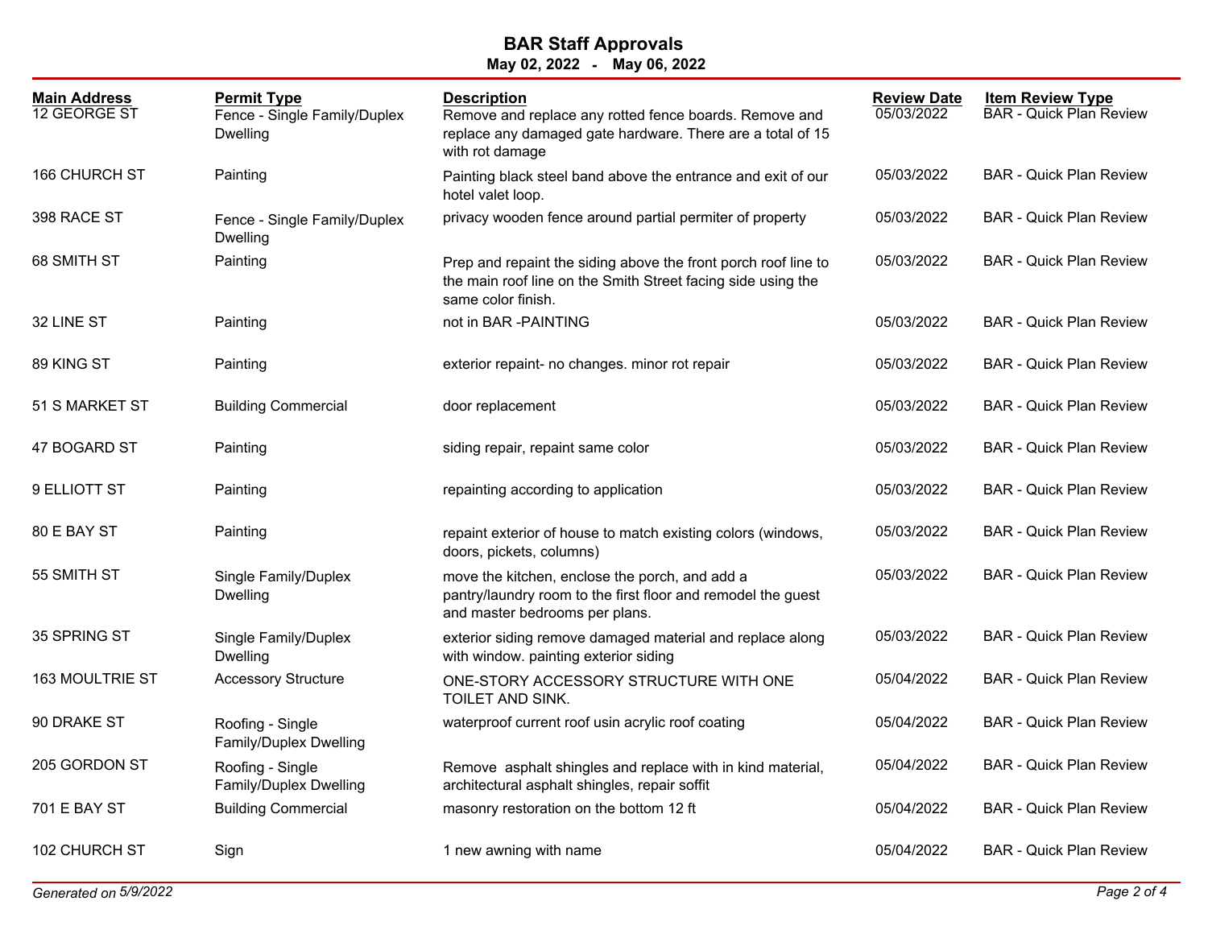# BAR Staff Approvals

**May 02, 2022 - May 06, 2022**

| Main Address | Permit Type | Description | Review Date | Item Review Type |
|---|---|---|---|---|
| 12 GEORGE ST | Fence - Single Family/Duplex Dwelling | Remove and replace any rotted fence boards. Remove and replace any damaged gate hardware. There are a total of 15 with rot damage | 05/03/2022 | BAR - Quick Plan Review |
| 166 CHURCH ST | Painting | Painting black steel band above the entrance and exit of our hotel valet loop. | 05/03/2022 | BAR - Quick Plan Review |
| 398 RACE ST | Fence - Single Family/Duplex Dwelling | privacy wooden fence around partial permiter of property | 05/03/2022 | BAR - Quick Plan Review |
| 68 SMITH ST | Painting | Prep and repaint the siding above the front porch roof line to the main roof line on the Smith Street facing side using the same color finish. | 05/03/2022 | BAR - Quick Plan Review |
| 32 LINE ST | Painting | not in BAR -PAINTING | 05/03/2022 | BAR - Quick Plan Review |
| 89 KING ST | Painting | exterior repaint- no changes. minor rot repair | 05/03/2022 | BAR - Quick Plan Review |
| 51 S MARKET ST | Building Commercial | door replacement | 05/03/2022 | BAR - Quick Plan Review |
| 47 BOGARD ST | Painting | siding repair, repaint same color | 05/03/2022 | BAR - Quick Plan Review |
| 9 ELLIOTT ST | Painting | repainting according to application | 05/03/2022 | BAR - Quick Plan Review |
| 80 E BAY ST | Painting | repaint exterior of house to match existing colors (windows, doors, pickets, columns) | 05/03/2022 | BAR - Quick Plan Review |
| 55 SMITH ST | Single Family/Duplex Dwelling | move the kitchen, enclose the porch, and add a pantry/laundry room to the first floor and remodel the guest and master bedrooms per plans. | 05/03/2022 | BAR - Quick Plan Review |
| 35 SPRING ST | Single Family/Duplex Dwelling | exterior siding remove damaged material and replace along with window. painting exterior siding | 05/03/2022 | BAR - Quick Plan Review |
| 163 MOULTRIE ST | Accessory Structure | ONE-STORY ACCESSORY STRUCTURE WITH ONE TOILET AND SINK. | 05/04/2022 | BAR - Quick Plan Review |
| 90 DRAKE ST | Roofing - Single Family/Duplex Dwelling | waterproof current roof usin acrylic roof coating | 05/04/2022 | BAR - Quick Plan Review |
| 205 GORDON ST | Roofing - Single Family/Duplex Dwelling | Remove asphalt shingles and replace with in kind material, architectural asphalt shingles, repair soffit | 05/04/2022 | BAR - Quick Plan Review |
| 701 E BAY ST | Building Commercial | masonry restoration on the bottom 12 ft | 05/04/2022 | BAR - Quick Plan Review |
| 102 CHURCH ST | Sign | 1 new awning with name | 05/04/2022 | BAR - Quick Plan Review |

*Generated on 5/9/2022*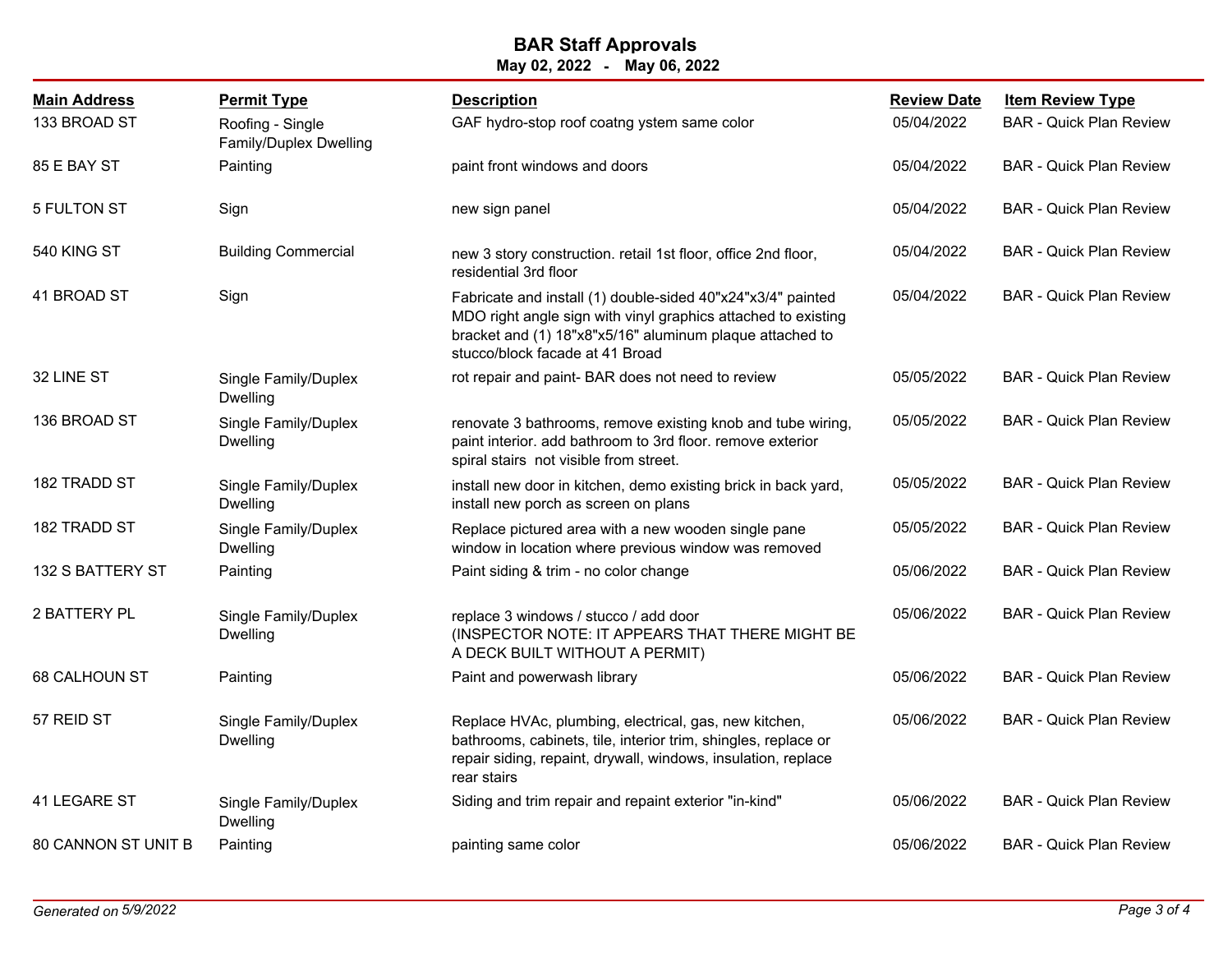# BAR Staff Approvals

**May 02, 2022 - May 06, 2022**

| Main Address | Permit Type | Description | Review Date | Item Review Type |
|---|---|---|---|---|
| 133 BROAD ST | Roofing - Single Family/Duplex Dwelling | GAF hydro-stop roof coatng ystem same color | 05/04/2022 | BAR - Quick Plan Review |
| 85 E BAY ST | Painting | paint front windows and doors | 05/04/2022 | BAR - Quick Plan Review |
| 5 FULTON ST | Sign | new sign panel | 05/04/2022 | BAR - Quick Plan Review |
| 540 KING ST | Building Commercial | new 3 story construction. retail 1st floor, office 2nd floor, residential 3rd floor | 05/04/2022 | BAR - Quick Plan Review |
| 41 BROAD ST | Sign | Fabricate and install (1) double-sided 40"x24"x3/4" painted MDO right angle sign with vinyl graphics attached to existing bracket and (1) 18"x8"x5/16" aluminum plaque attached to stucco/block facade at 41 Broad | 05/04/2022 | BAR - Quick Plan Review |
| 32 LINE ST | Single Family/Duplex Dwelling | rot repair and paint- BAR does not need to review | 05/05/2022 | BAR - Quick Plan Review |
| 136 BROAD ST | Single Family/Duplex Dwelling | renovate 3 bathrooms, remove existing knob and tube wiring, paint interior. add bathroom to 3rd floor. remove exterior spiral stairs not visible from street. | 05/05/2022 | BAR - Quick Plan Review |
| 182 TRADD ST | Single Family/Duplex Dwelling | install new door in kitchen, demo existing brick in back yard, install new porch as screen on plans | 05/05/2022 | BAR - Quick Plan Review |
| 182 TRADD ST | Single Family/Duplex Dwelling | Replace pictured area with a new wooden single pane window in location where previous window was removed | 05/05/2022 | BAR - Quick Plan Review |
| 132 S BATTERY ST | Painting | Paint siding & trim - no color change | 05/06/2022 | BAR - Quick Plan Review |
| 2 BATTERY PL | Single Family/Duplex Dwelling | replace 3 windows / stucco / add door (INSPECTOR NOTE: IT APPEARS THAT THERE MIGHT BE A DECK BUILT WITHOUT A PERMIT) | 05/06/2022 | BAR - Quick Plan Review |
| 68 CALHOUN ST | Painting | Paint and powerwash library | 05/06/2022 | BAR - Quick Plan Review |
| 57 REID ST | Single Family/Duplex Dwelling | Replace HVAc, plumbing, electrical, gas, new kitchen, bathrooms, cabinets, tile, interior trim, shingles, replace or repair siding, repaint, drywall, windows, insulation, replace rear stairs | 05/06/2022 | BAR - Quick Plan Review |
| 41 LEGARE ST | Single Family/Duplex Dwelling | Siding and trim repair and repaint exterior "in-kind" | 05/06/2022 | BAR - Quick Plan Review |
| 80 CANNON ST UNIT B | Painting | painting same color | 05/06/2022 | BAR - Quick Plan Review |

*Generated on 5/9/2022*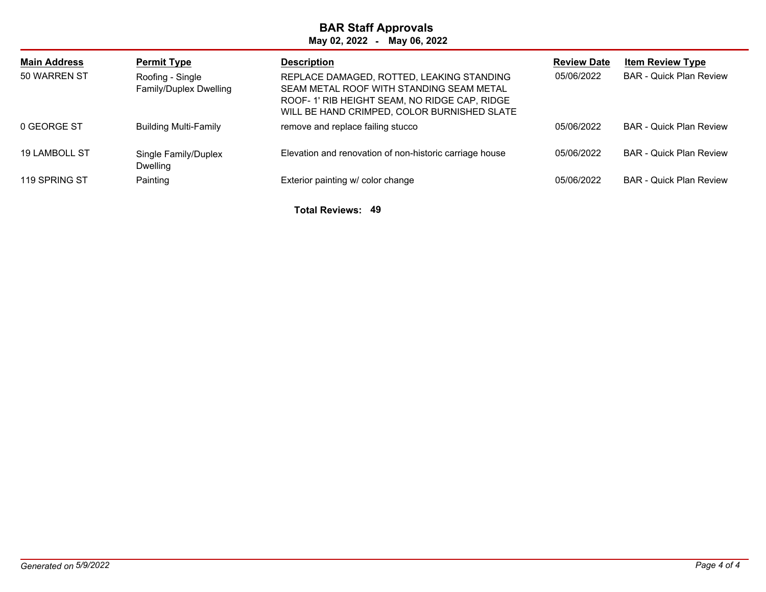# BAR Staff Approvals

**May 02, 2022 - May 06, 2022**

| Main Address | Permit Type | Description | Review Date | Item Review Type |
|---|---|---|---|---|
| 50 WARREN ST | Roofing - Single Family/Duplex Dwelling | REPLACE DAMAGED, ROTTED, LEAKING STANDING SEAM METAL ROOF WITH STANDING SEAM METAL ROOF- 1' RIB HEIGHT SEAM, NO RIDGE CAP, RIDGE WILL BE HAND CRIMPED, COLOR BURNISHED SLATE | 05/06/2022 | BAR - Quick Plan Review |
| 0 GEORGE ST | Building Multi-Family | remove and replace failing stucco | 05/06/2022 | BAR - Quick Plan Review |
| 19 LAMBOLL ST | Single Family/Duplex Dwelling | Elevation and renovation of non-historic carriage house | 05/06/2022 | BAR - Quick Plan Review |
| 119 SPRING ST | Painting | Exterior painting w/ color change | 05/06/2022 | BAR - Quick Plan Review |

**Total Reviews: 49**

*Generated on 5/9/2022*